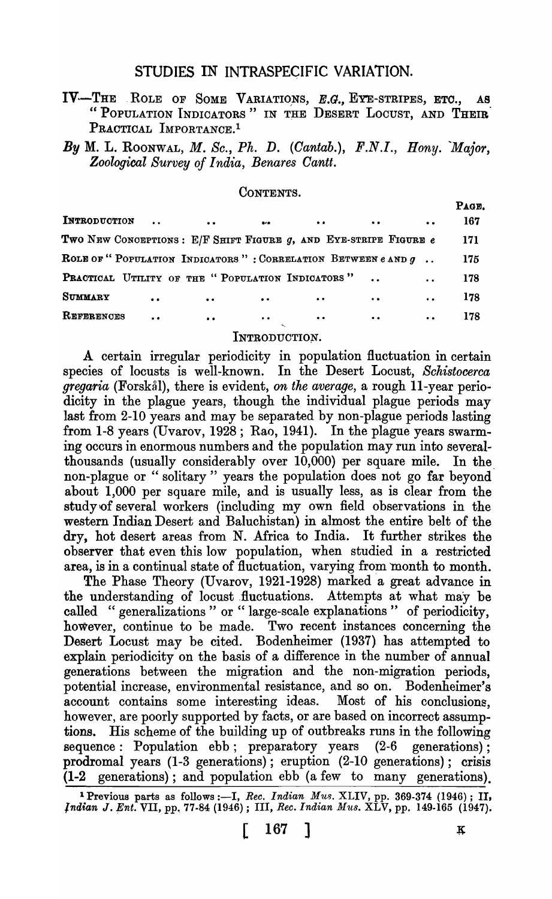# STUDIES IN INTRASPECIFIC VARIATION.

## IV—The Role of Some Variations, *E.G.*, Eye-stripes, etc., as "Population Indicators" in the Desert Locust, and Their Practical Importance.[1]

*By* M. L. Roonwal, *M. Sc., Ph. D. (Cantab.), F.N.I., Hony. Major, Zoological Survey of India, Benares Cantt.*

### Contents.

| | Page. |
|---|---|
| Introduction | 167 |
| Two New Conceptions: E/F Shift Figure $g$, and Eye-stripe Figure $e$ | 171 |
| Role of "Population Indicators": Correlation Between $e$ and $g$ | 175 |
| Practical Utility of the "Population Indicators" | 178 |
| Summary | 178 |
| References | 178 |

### Introduction.

A certain irregular periodicity in population fluctuation in certain species of locusts is well-known. In the Desert Locust, *Schistocerca gregaria* (Forskål), there is evident, *on the average*, a rough 11-year periodicity in the plague years, though the individual plague periods may last from 2-10 years and may be separated by non-plague periods lasting from 1-8 years (Uvarov, 1928; Rao, 1941). In the plague years swarming occurs in enormous numbers and the population may run into several-thousands (usually considerably over 10,000) per square mile. In the non-plague or "solitary" years the population does not go far beyond about 1,000 per square mile, and is usually less, as is clear from the study of several workers (including my own field observations in the western Indian Desert and Baluchistan) in almost the entire belt of the dry, hot desert areas from N. Africa to India. It further strikes the observer that even this low population, when studied in a restricted area, is in a continual state of fluctuation, varying from month to month.

The Phase Theory (Uvarov, 1921-1928) marked a great advance in the understanding of locust fluctuations. Attempts at what may be called "generalizations" or "large-scale explanations" of periodicity, however, continue to be made. Two recent instances concerning the Desert Locust may be cited. Bodenheimer (1937) has attempted to explain periodicity on the basis of a difference in the number of annual generations between the migration and the non-migration periods, potential increase, environmental resistance, and so on. Bodenheimer's account contains some interesting ideas. Most of his conclusions, however, are poorly supported by facts, or are based on incorrect assumptions. His scheme of the building up of outbreaks runs in the following sequence: Population ebb; preparatory years (2-6 generations); prodromal years (1-3 generations); eruption (2-10 generations); crisis (1-2 generations); and population ebb (a few to many generations).

[1] Previous parts as follows:—I, *Rec. Indian Mus.* XLIV, pp. 369-374 (1946); II, *Indian J. Ent.* VII, pp. 77-84 (1946); III, *Rec. Indian Mus.* XLV, pp. 149-165 (1947).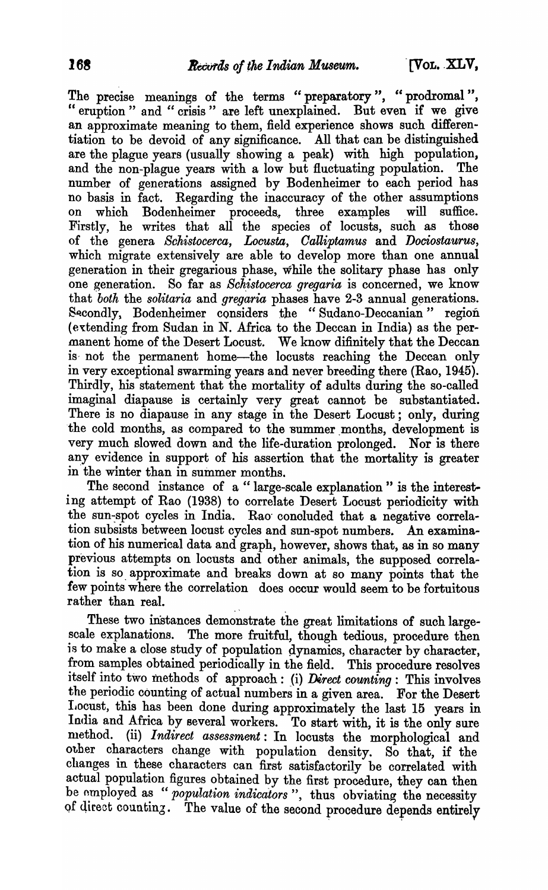The precise meanings of the terms "preparatory", "prodromal", "eruption" and "crisis" are left unexplained. But even if we give an approximate meaning to them, field experience shows such differentiation to be devoid of any significance. All that can be distinguished are the plague years (usually showing a peak) with high population, and the non-plague years with a low but fluctuating population. The number of generations assigned by Bodenheimer to each period has no basis in fact. Regarding the inaccuracy of the other assumptions on which Bodenheimer proceeds, three examples will suffice. Firstly, he writes that all the species of locusts, such as those of the genera *Schistocerca*, *Locusta*, *Calliptamus* and *Dociostaurus*, which migrate extensively are able to develop more than one annual generation in their gregarious phase, while the solitary phase has only one generation. So far as *Schistocerca gregaria* is concerned, we know that *both* the *solitaria* and *gregaria* phases have 2-3 annual generations. Secondly, Bodenheimer considers the "Sudano-Deccanian" region (extending from Sudan in N. Africa to the Deccan in India) as the permanent home of the Desert Locust. We know difinitely that the Deccan is not the permanent home—the locusts reaching the Deccan only in very exceptional swarming years and never breeding there (Rao, 1945). Thirdly, his statement that the mortality of adults during the so-called imaginal diapause is certainly very great cannot be substantiated. There is no diapause in any stage in the Desert Locust; only, during the cold months, as compared to the summer months, development is very much slowed down and the life-duration prolonged. Nor is there any evidence in support of his assertion that the mortality is greater in the winter than in summer months.

The second instance of a "large-scale explanation" is the interesting attempt of Rao (1938) to correlate Desert Locust periodicity with the sun-spot cycles in India. Rao concluded that a negative correlation subsists between locust cycles and sun-spot numbers. An examination of his numerical data and graph, however, shows that, as in so many previous attempts on locusts and other animals, the supposed correlation is so approximate and breaks down at so many points that the few points where the correlation does occur would seem to be fortuitous rather than real.

These two instances demonstrate the great limitations of such large-scale explanations. The more fruitful, though tedious, procedure then is to make a close study of population dynamics, character by character, from samples obtained periodically in the field. This procedure resolves itself into two methods of approach: (i) *Direct counting*: This involves the periodic counting of actual numbers in a given area. For the Desert Locust, this has been done during approximately the last 15 years in India and Africa by several workers. To start with, it is the only sure method. (ii) *Indirect assessment*: In locusts the morphological and other characters change with population density. So that, if the changes in these characters can first satisfactorily be correlated with actual population figures obtained by the first procedure, they can then be employed as "*population indicators*", thus obviating the necessity of direct counting. The value of the second procedure depends entirely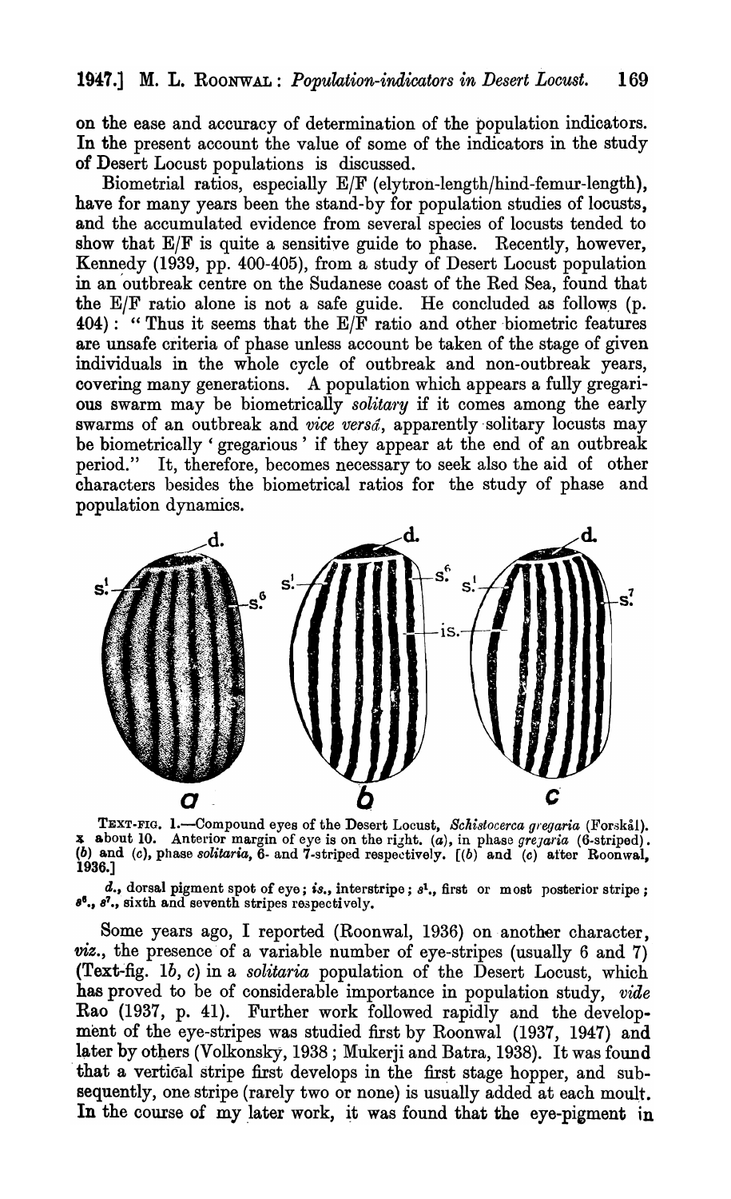on the ease and accuracy of determination of the population indicators. In the present account the value of some of the indicators in the study of Desert Locust populations is discussed.

Biometrial ratios, especially E/F (elytron-length/hind-femur-length), have for many years been the stand-by for population studies of locusts, and the accumulated evidence from several species of locusts tended to show that E/F is quite a sensitive guide to phase. Recently, however, Kennedy (1939, pp. 400-405), from a study of Desert Locust population in an outbreak centre on the Sudanese coast of the Red Sea, found that the E/F ratio alone is not a safe guide. He concluded as follows (p. 404): "Thus it seems that the E/F ratio and other biometric features are unsafe criteria of phase unless account be taken of the stage of given individuals in the whole cycle of outbreak and non-outbreak years, covering many generations. A population which appears a fully gregarious swarm may be biometrically *solitary* if it comes among the early swarms of an outbreak and *vice versâ*, apparently solitary locusts may be biometrically 'gregarious' if they appear at the end of an outbreak period." It, therefore, becomes necessary to seek also the aid of other characters besides the biometrical ratios for the study of phase and population dynamics.

TEXT-FIG. 1.—Compound eyes of the Desert Locust, *Schistocerca gregaria* (Forskål). x about 10. Anterior margin of eye is on the right. (*a*), in phase *gregaria* (6-striped). (*b*) and (*c*), phase *solitaria*, 6- and 7-striped respectively. [(*b*) and (*c*) after Roonwal, 1936.]

*d.*, dorsal pigment spot of eye; *is.*, interstripe; *s*[1]., first or most posterior stripe; *s*[6]., *s*[7]., sixth and seventh stripes respectively.

Some years ago, I reported (Roonwal, 1936) on another character, *viz.*, the presence of a variable number of eye-stripes (usually 6 and 7) (Text-fig. 1*b*, *c*) in a *solitaria* population of the Desert Locust, which has proved to be of considerable importance in population study, *vide* Rao (1937, p. 41). Further work followed rapidly and the development of the eye-stripes was studied first by Roonwal (1937, 1947) and later by others (Volkonsky, 1938; Mukerji and Batra, 1938). It was found that a vertical stripe first develops in the first stage hopper, and subsequently, one stripe (rarely two or none) is usually added at each moult. In the course of my later work, it was found that the eye-pigment in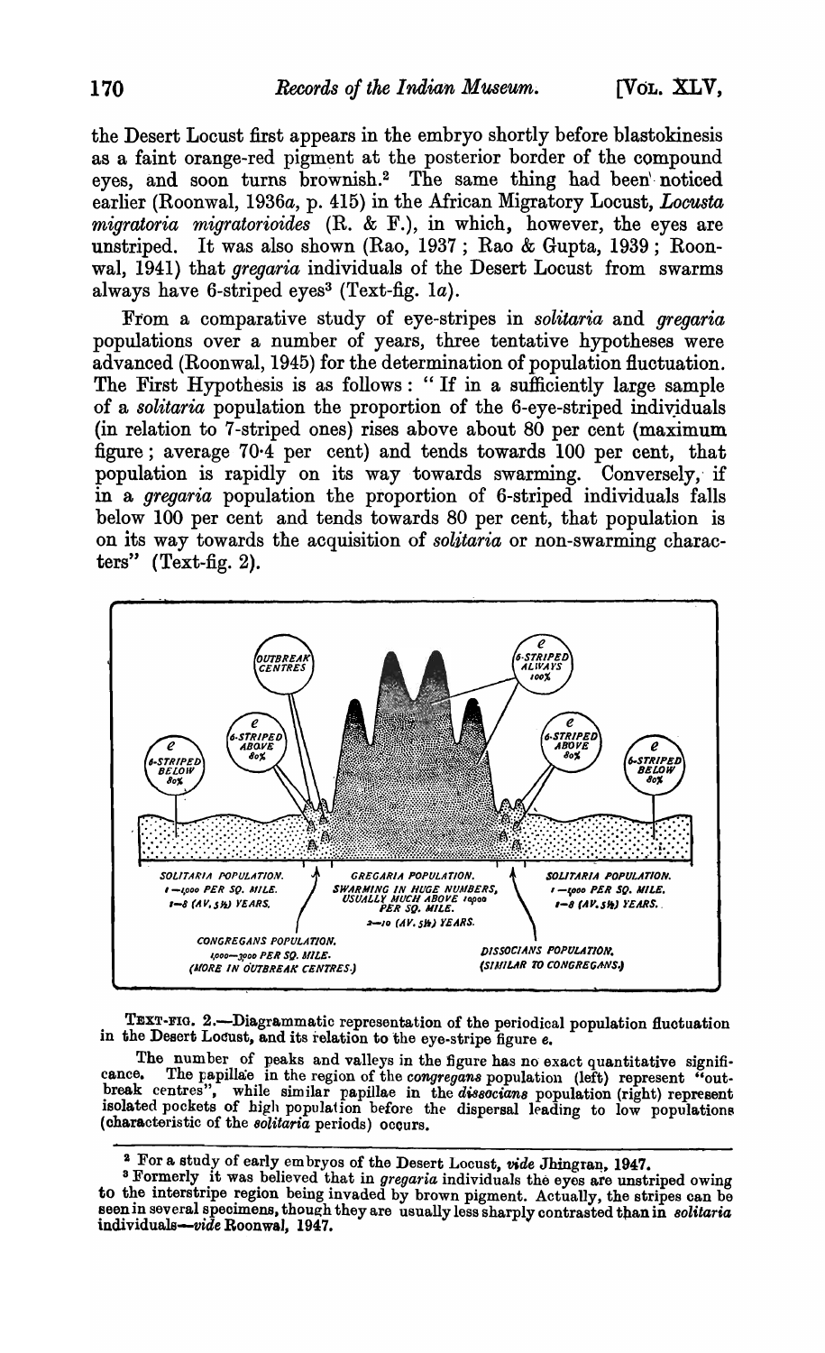the Desert Locust first appears in the embryo shortly before blastokinesis as a faint orange-red pigment at the posterior border of the compound eyes, and soon turns brownish.[2] The same thing had been noticed earlier (Roonwal, 1936*a*, p. 415) in the African Migratory Locust, *Locusta migratoria migratorioides* (R. & F.), in which, however, the eyes are unstriped. It was also shown (Rao, 1937; Rao & Gupta, 1939; Roonwal, 1941) that *gregaria* individuals of the Desert Locust from swarms always have 6-striped eyes[3] (Text-fig. 1*a*).

From a comparative study of eye-stripes in *solitaria* and *gregaria* populations over a number of years, three tentative hypotheses were advanced (Roonwal, 1945) for the determination of population fluctuation. The First Hypothesis is as follows: "If in a sufficiently large sample of a *solitaria* population the proportion of the 6-eye-striped individuals (in relation to 7-striped ones) rises above about 80 per cent (maximum figure; average 70·4 per cent) and tends towards 100 per cent, that population is rapidly on its way towards swarming. Conversely, if in a *gregaria* population the proportion of 6-striped individuals falls below 100 per cent and tends towards 80 per cent, that population is on its way towards the acquisition of *solitaria* or non-swarming characters" (Text-fig. 2).

TEXT-FIG. 2.—Diagrammatic representation of the periodical population fluctuation in the Desert Locust, and its relation to the eye-stripe figure *e*.

The number of peaks and valleys in the figure has no exact quantitative significance. The papillae in the region of the *congregans* population (left) represent "outbreak centres", while similar papillae in the *dissocians* population (right) represent isolated pockets of high population before the dispersal leading to low populations (characteristic of the *solitaria* periods) occurs.

---

[2] For a study of early embryos of the Desert Locust, *vide* Jhingran, 1947.

[3] Formerly it was believed that in *gregaria* individuals the eyes are unstriped owing to the interstripe region being invaded by brown pigment. Actually, the stripes can be seen in several specimens, though they are usually less sharply contrasted than in *solitaria* individuals—*vide* Roonwal, 1947.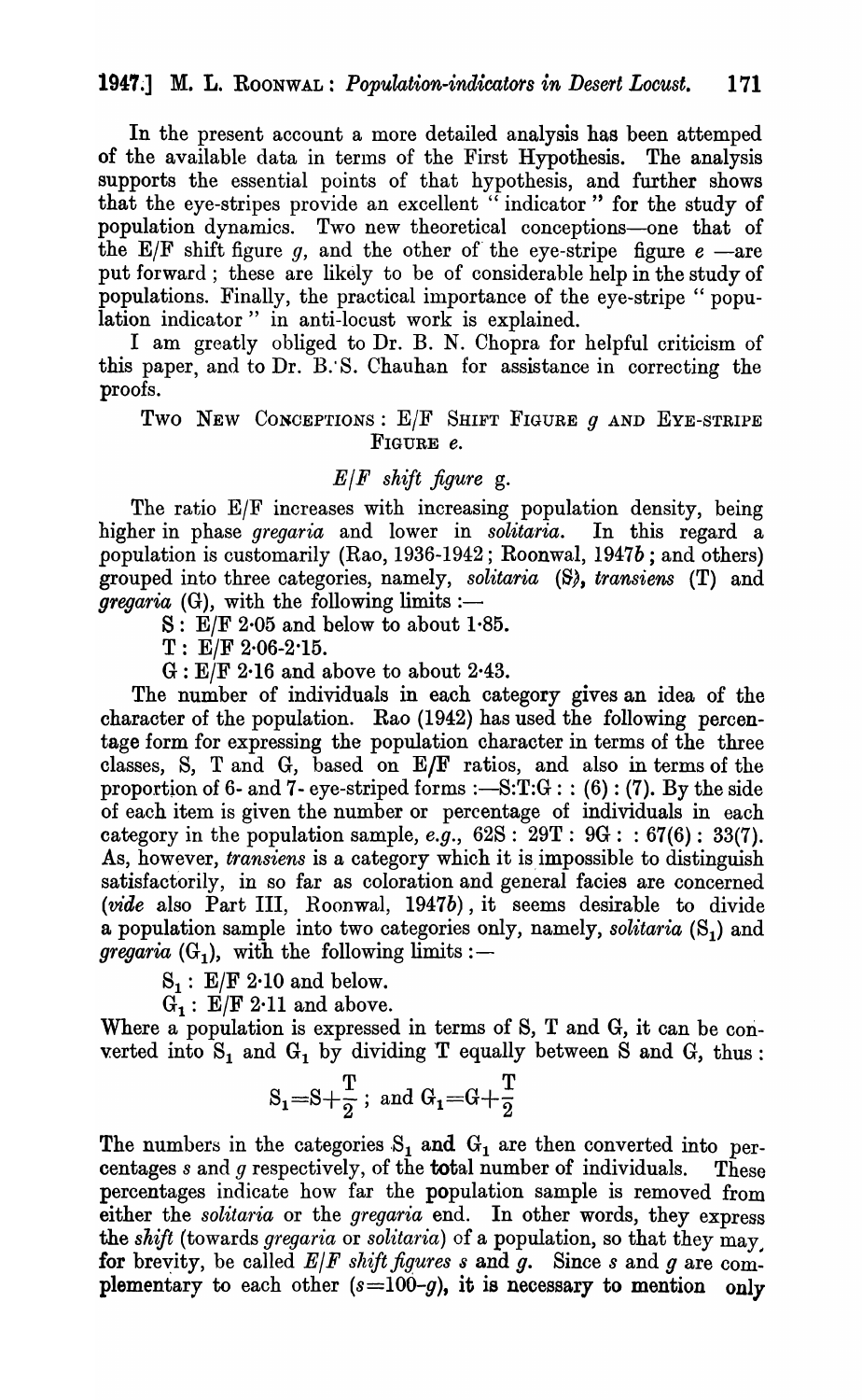In the present account a more detailed analysis has been attemped of the available data in terms of the First Hypothesis. The analysis supports the essential points of that hypothesis, and further shows that the eye-stripes provide an excellent "indicator" for the study of population dynamics. Two new theoretical conceptions—one that of the E/F shift figure *g*, and the other of the eye-stripe figure *e* —are put forward; these are likely to be of considerable help in the study of populations. Finally, the practical importance of the eye-stripe "population indicator" in anti-locust work is explained.

I am greatly obliged to Dr. B. N. Chopra for helpful criticism of this paper, and to Dr. B. S. Chauhan for assistance in correcting the proofs.

## Two New Conceptions: E/F Shift Figure *g* and Eye-Stripe Figure *e*.

### *E/F shift figure* g.

The ratio E/F increases with increasing population density, being higher in phase *gregaria* and lower in *solitaria*. In this regard a population is customarily (Rao, 1936-1942; Roonwal, 1947*b*; and others) grouped into three categories, namely, *solitaria* (S), *transiens* (T) and *gregaria* (G), with the following limits:—

S: E/F 2·05 and below to about 1·85.

T: E/F 2·06-2·15.

G: E/F 2·16 and above to about 2·43.

The number of individuals in each category gives an idea of the character of the population. Rao (1942) has used the following percentage form for expressing the population character in terms of the three classes, S, T and G, based on E/F ratios, and also in terms of the proportion of 6- and 7- eye-striped forms:—S:T:G : : (6) : (7). By the side of each item is given the number or percentage of individuals in each category in the population sample, *e.g.*, 62S : 29T : 9G : : 67(6) : 33(7). As, however, *transiens* is a category which it is impossible to distinguish satisfactorily, in so far as coloration and general facies are concerned (*vide* also Part III, Roonwal, 1947*b*), it seems desirable to divide a population sample into two categories only, namely, *solitaria* ($S_1$) and *gregaria* ($G_1$), with the following limits:—

$S_1$: E/F 2·10 and below.

$G_1$: E/F 2·11 and above.

Where a population is expressed in terms of S, T and G, it can be converted into $S_1$ and $G_1$ by dividing T equally between S and G, thus:

$$S_1 = S + \frac{T}{2}\ ; \text{ and } G_1 = G + \frac{T}{2}$$

The numbers in the categories $S_1$ and $G_1$ are then converted into percentages *s* and *g* respectively, of the **total** number of individuals. These percentages indicate how far the population sample is removed from either the *solitaria* or the *gregaria* end. In other words, they express the *shift* (towards *gregaria* or *solitaria*) of a population, so that they may, for brevity, be called *E/F shift figures s* and *g*. Since *s* and *g* are complementary to each other ($s = 100 - g$), it is necessary to mention only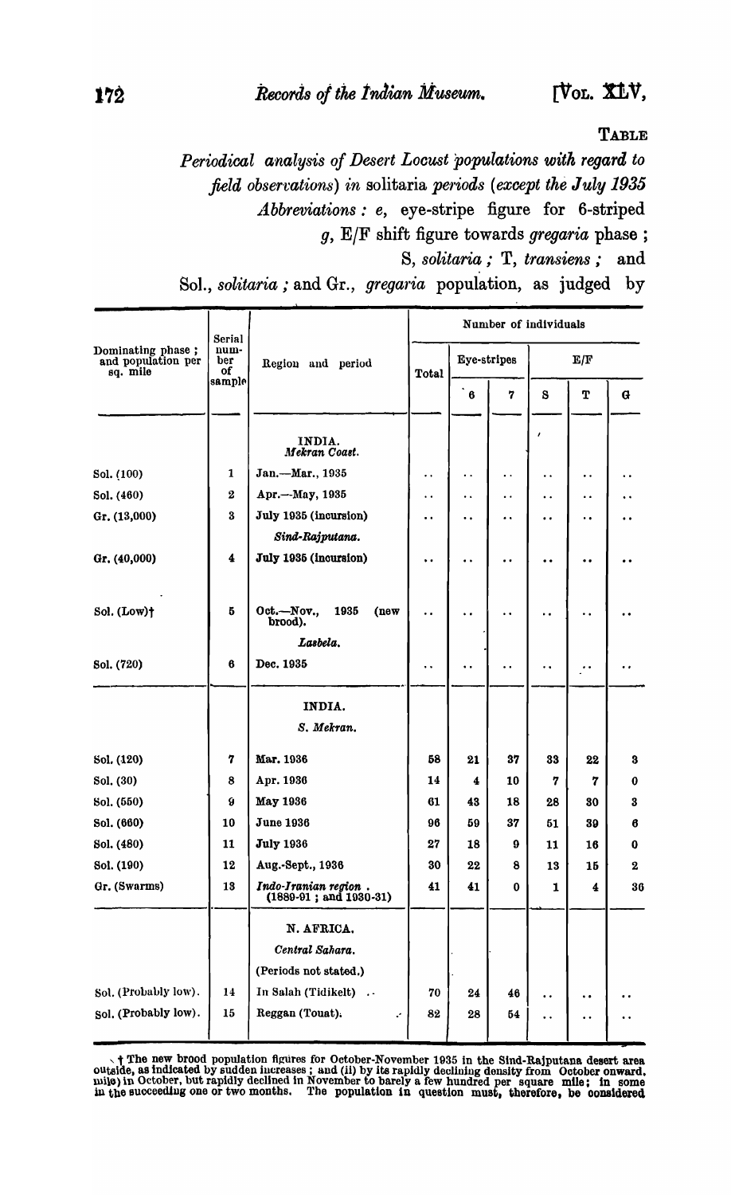TABLE

*Periodical analysis of Desert Locust populations with regard to field observations) in* solitaria *periods (except the July 1935*
*Abbreviations : e,* eye-stripe figure for 6-striped
*g,* E/F shift figure towards *gregaria* phase ;
S, *solitaria ;* T, *transiens ;* and
Sol., *solitaria ;* and Gr., *gregaria* population, as judged by

| Dominating phase ; and population per sq. mile | Serial number of sample | Region and period | Number of individuals | | | | | |
|---|---|---|---|---|---|---|---|---|
| | | | Total | Eye-stripes | | E/F | | |
| | | | | 6 | 7 | S | T | G |
| | | INDIA. *Mekran Coast.* | | | | | | |
| Sol. (100) | 1 | Jan.—Mar., 1935 | .. | .. | .. | .. | .. | .. |
| Sol. (460) | 2 | Apr.—May, 1935 | .. | .. | .. | .. | .. | .. |
| Gr. (13,000) | 3 | July 1935 (incursion) | .. | .. | .. | .. | .. | .. |
| | | *Sind-Rajputana.* | | | | | | |
| Gr. (40,000) | 4 | July 1935 (incursion) | .. | .. | .. | .. | .. | .. |
| Sol. (Low)† | 5 | Oct.—Nov., 1935 (new brood). | .. | .. | .. | .. | .. | .. |
| | | *Lasbela.* | | | | | | |
| Sol. (720) | 6 | Dec. 1935 | .. | .. | .. | .. | .. | .. |
| | | INDIA. | | | | | | |
| | | *S. Mekran.* | | | | | | |
| Sol. (120) | 7 | Mar. 1936 | 58 | 21 | 37 | 33 | 22 | 3 |
| Sol. (30) | 8 | Apr. 1936 | 14 | 4 | 10 | 7 | 7 | 0 |
| Sol. (550) | 9 | May 1936 | 61 | 43 | 18 | 28 | 30 | 3 |
| Sol. (660) | 10 | June 1936 | 96 | 59 | 37 | 51 | 39 | 6 |
| Sol. (480) | 11 | July 1936 | 27 | 18 | 9 | 11 | 16 | 0 |
| Sol. (190) | 12 | Aug.-Sept., 1936 | 30 | 22 | 8 | 13 | 15 | 2 |
| Gr. (Swarms) | 13 | *Indo-Iranian region .* (1889-91 ; and 1930-31) | 41 | 41 | 0 | 1 | 4 | 36 |
| | | N. AFRICA. | | | | | | |
| | | *Central Sahara.* | | | | | | |
| | | (Periods not stated.) | | | | | | |
| Sol. (Probably low). | 14 | In Salah (Tidikelt) .. | 70 | 24 | 46 | .. | .. | .. |
| Sol. (Probably low). | 15 | Reggan (Touat). | 82 | 28 | 54 | .. | .. | .. |

† The new brood population figures for October-November 1935 in the Sind-Rajputana desert area outside, as indicated by sudden increases ; and (ii) by its rapidly declining density from October onward, mile) in October, but rapidly declined in November to barely a few hundred per square mile; in some in the succeeding one or two months. The population in question must, therefore, be considered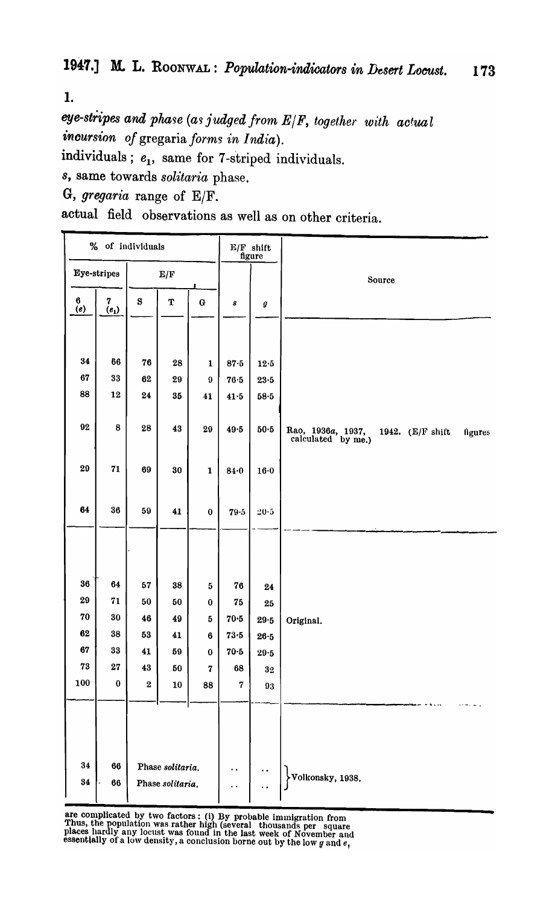1.

*eye-stripes and phase (as judged from E/F, together with actual incursion of* gregaria *forms in India).*

individuals ; $e_1$, same for 7-striped individuals.

*s*, same towards *solitaria* phase.

G, *gregaria* range of E/F.

actual field observations as well as on other criteria.

| % of individuals | | | | | E/F shift figure | | Source |
|---|---|---|---|---|---|---|---|
| Eye-stripes | | E/F | | | | | |
| 6 (*e*) | 7 ($e_1$) | S | T | G | *s* | *g* | |
| 34 | 66 | 76 | 28 | 1 | 87·5 | 12·5 | |
| 67 | 33 | 62 | 29 | 9 | 76·5 | 23·5 | |
| 88 | 12 | 24 | 35 | 41 | 41·5 | 58·5 | |
| 92 | 8 | 28 | 43 | 29 | 49·5 | 50·5 | Rao, 1936*a*, 1937, 1942. (E/F shift figures calculated by me.) |
| 29 | 71 | 69 | 30 | 1 | 84·0 | 16·0 | |
| 64 | 36 | 59 | 41 | 0 | 79·5 | 20·5 | |
| 36 | 64 | 57 | 38 | 5 | 76 | 24 | |
| 29 | 71 | 50 | 50 | 0 | 75 | 25 | |
| 70 | 30 | 46 | 49 | 5 | 70·5 | 29·5 | Original. |
| 62 | 38 | 53 | 41 | 6 | 73·5 | 26·5 | |
| 67 | 33 | 41 | 59 | 0 | 70·5 | 29·5 | |
| 73 | 27 | 43 | 50 | 7 | 68 | 32 | |
| 100 | 0 | 2 | 10 | 88 | 7 | 93 | |
| 34 | 66 | Phase *solitaria*. | | | .. | .. | Volkonsky, 1938. |
| 34 | 66 | Phase *solitaria*. | | | .. | .. | |

are complicated by two factors : (i) By probable immigration from
Thus, the population was rather high (several thousands per square
places hardly any locust was found in the last week of November and
essentially of a low density, a conclusion borne out by the low *g* and $e_1$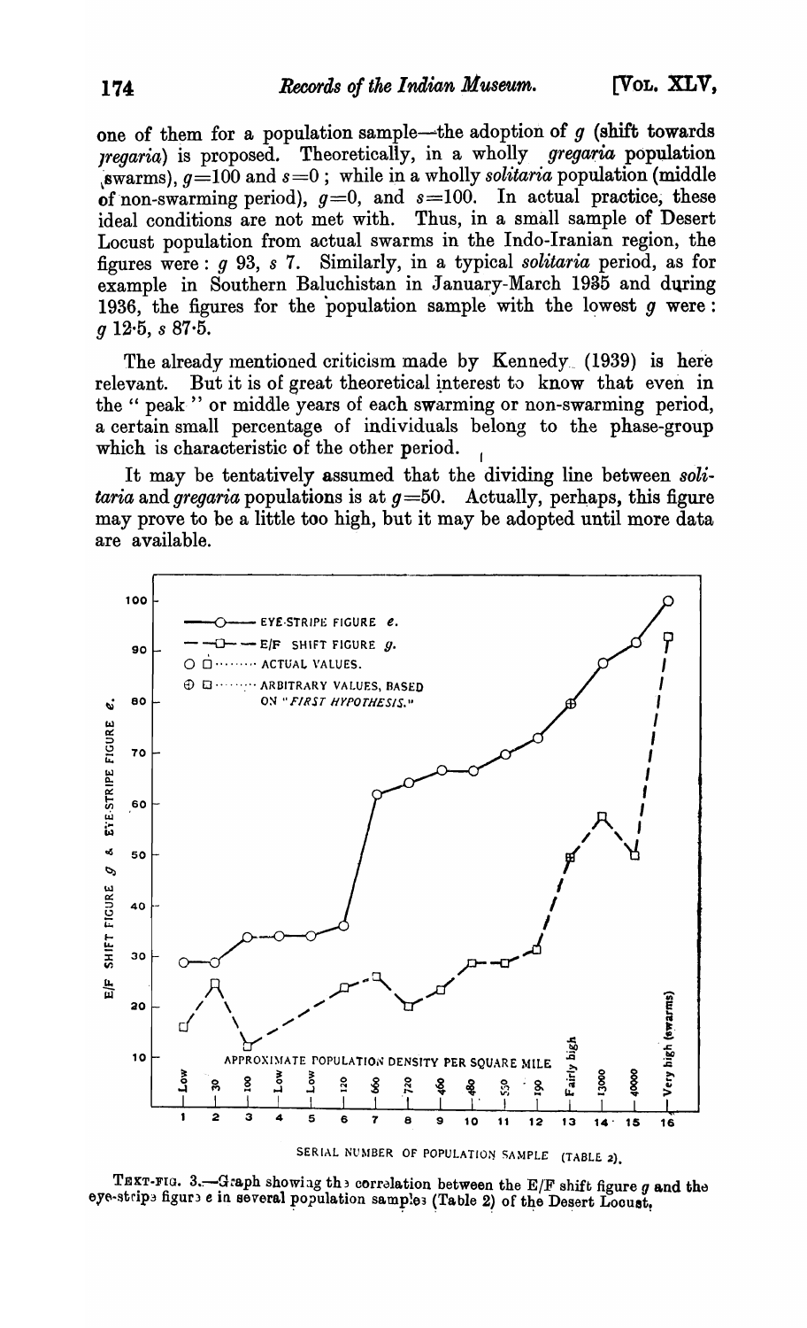one of them for a population sample—the adoption of $g$ (shift towards *gregaria*) is proposed. Theoretically, in a wholly *gregaria* population (swarms), $g=100$ and $s=0$; while in a wholly *solitaria* population (middle of non-swarming period), $g=0$, and $s=100$. In actual practice, these ideal conditions are not met with. Thus, in a small sample of Desert Locust population from actual swarms in the Indo-Iranian region, the figures were: $g$ 93, $s$ 7. Similarly, in a typical *solitaria* period, as for example in Southern Baluchistan in January-March 1935 and during 1936, the figures for the population sample with the lowest $g$ were: $g$ 12·5, $s$ 87·5.

The already mentioned criticism made by Kennedy (1939) is here relevant. But it is of great theoretical interest to know that even in the "peak" or middle years of each swarming or non-swarming period, a certain small percentage of individuals belong to the phase-group which is characteristic of the other period.

It may be tentatively assumed that the dividing line between *solitaria* and *gregaria* populations is at $g=50$. Actually, perhaps, this figure may prove to be a little too high, but it may be adopted until more data are available.

TEXT-FIG. 3.—Graph showing the correlation between the E/F shift figure $g$ and the eye-stripe figure $e$ in several population samples (Table 2) of the Desert Locust.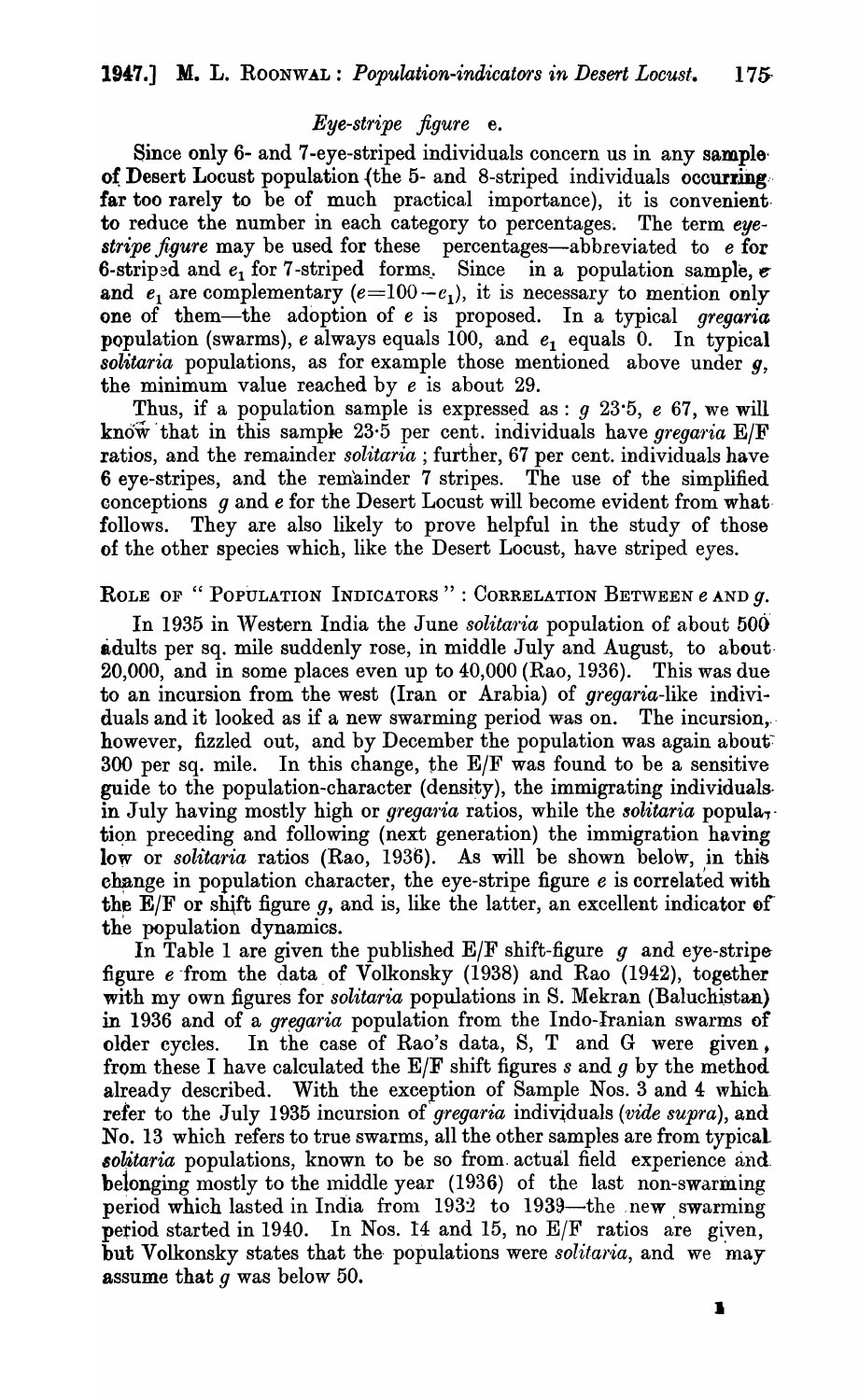### *Eye-stripe figure* e.

Since only 6- and 7-eye-striped individuals concern us in any sample of Desert Locust population (the 5- and 8-striped individuals occurring far too rarely to be of much practical importance), it is convenient to reduce the number in each category to percentages. The term *eye-stripe figure* may be used for these percentages—abbreviated to $e$ for 6-striped and $e_1$ for 7-striped forms. Since in a population sample, $e$ and $e_1$ are complementary ($e=100-e_1$), it is necessary to mention only one of them—the adoption of $e$ is proposed. In a typical *gregaria* population (swarms), $e$ always equals 100, and $e_1$ equals 0. In typical *solitaria* populations, as for example those mentioned above under $g$, the minimum value reached by $e$ is about 29.

Thus, if a population sample is expressed as : $g$ 23·5, $e$ 67, we will know that in this sample 23·5 per cent. individuals have *gregaria* E/F ratios, and the remainder *solitaria* ; further, 67 per cent. individuals have 6 eye-stripes, and the remainder 7 stripes. The use of the simplified conceptions $g$ and $e$ for the Desert Locust will become evident from what follows. They are also likely to prove helpful in the study of those of the other species which, like the Desert Locust, have striped eyes.

## ROLE OF "POPULATION INDICATORS" : CORRELATION BETWEEN $e$ AND $g$.

In 1935 in Western India the June *solitaria* population of about 500 adults per sq. mile suddenly rose, in middle July and August, to about 20,000, and in some places even up to 40,000 (Rao, 1936). This was due to an incursion from the west (Iran or Arabia) of *gregaria*-like individuals and it looked as if a new swarming period was on. The incursion, however, fizzled out, and by December the population was again about 300 per sq. mile. In this change, the E/F was found to be a sensitive guide to the population-character (density), the immigrating individuals in July having mostly high or *gregaria* ratios, while the *solitaria* population preceding and following (next generation) the immigration having low or *solitaria* ratios (Rao, 1936). As will be shown below, in this change in population character, the eye-stripe figure $e$ is correlated with the E/F or shift figure $g$, and is, like the latter, an excellent indicator of the population dynamics.

In Table 1 are given the published E/F shift-figure $g$ and eye-stripe figure $e$ from the data of Volkonsky (1938) and Rao (1942), together with my own figures for *solitaria* populations in S. Mekran (Baluchistan) in 1936 and of a *gregaria* population from the Indo-Iranian swarms of older cycles. In the case of Rao's data, S, T and G were given, from these I have calculated the E/F shift figures $s$ and $g$ by the method already described. With the exception of Sample Nos. 3 and 4 which refer to the July 1935 incursion of *gregaria* individuals (*vide supra*), and No. 13 which refers to true swarms, all the other samples are from typical *solitaria* populations, known to be so from actual field experience and belonging mostly to the middle year (1936) of the last non-swarming period which lasted in India from 1932 to 1939—the new swarming period started in 1940. In Nos. 14 and 15, no E/F ratios are given, but Volkonsky states that the populations were *solitaria*, and we may assume that $g$ was below 50.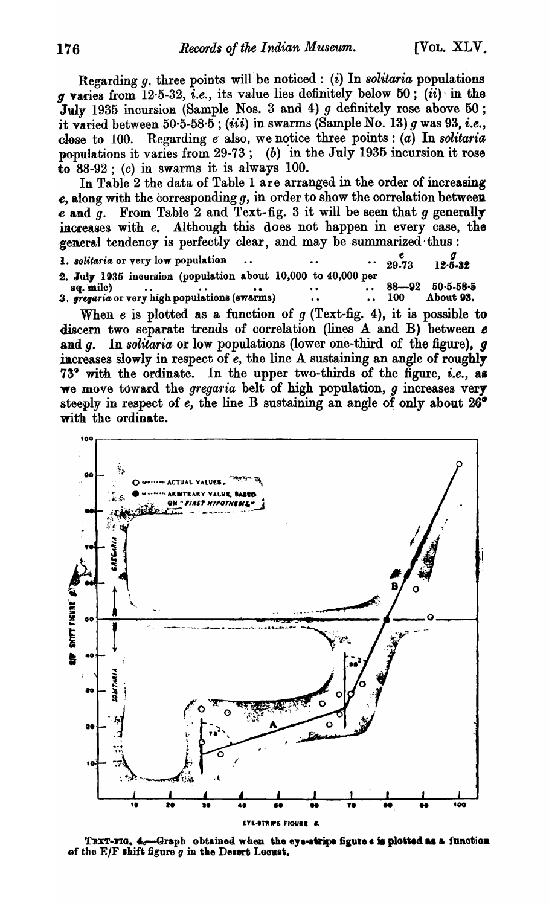Regarding $g$, three points will be noticed : (*i*) In *solitaria* populations $g$ varies from 12·5-32, *i.e.*, its value lies definitely below 50 ; (*ii*) in the July 1935 incursion (Sample Nos. 3 and 4) $g$ definitely rose above 50 ; it varied between 50·5-58·5 ; (*iii*) in swarms (Sample No. 13) $g$ was 93, *i.e.*, close to 100. Regarding $e$ also, we notice three points : (*a*) In *solitaria* populations it varies from 29-73 ; (*b*) in the July 1935 incursion it rose to 88-92 ; (*c*) in swarms it is always 100.

In Table 2 the data of Table 1 are arranged in the order of increasing $e$, along with the corresponding $g$, in order to show the correlation between $e$ and $g$. From Table 2 and Text-fig. 3 it will be seen that $g$ generally increases with $e$. Although this does not happen in every case, the general tendency is perfectly clear, and may be summarized thus :

| | $e$ | $g$ |
|---|---|---|
| 1. *solitaria* or very low population .. .. .. | 29-73 | 12·5-32 |
| 2. July 1935 incursion (population about 10,000 to 40,000 per sq. mile) .. .. .. .. | 88—92 | 50·5-58·5 |
| 3. *gregaria* or very high populations (swarms) .. .. | 100 | About 93. |

When $e$ is plotted as a function of $g$ (Text-fig. 4), it is possible to discern two separate trends of correlation (lines A and B) between $e$ and $g$. In *solitaria* or low populations (lower one-third of the figure), $g$ increases slowly in respect of $e$, the line A sustaining an angle of roughly 73° with the ordinate. In the upper two-thirds of the figure, *i.e.*, as we move toward the *gregaria* belt of high population, $g$ increases very steeply in respect of $e$, the line B sustaining an angle of only about 26° with the ordinate.

TEXT-FIG. 4.—Graph obtained when the eye-stripe figure $e$ is plotted as a function of the E/F shift figure $g$ in the Desert Locust.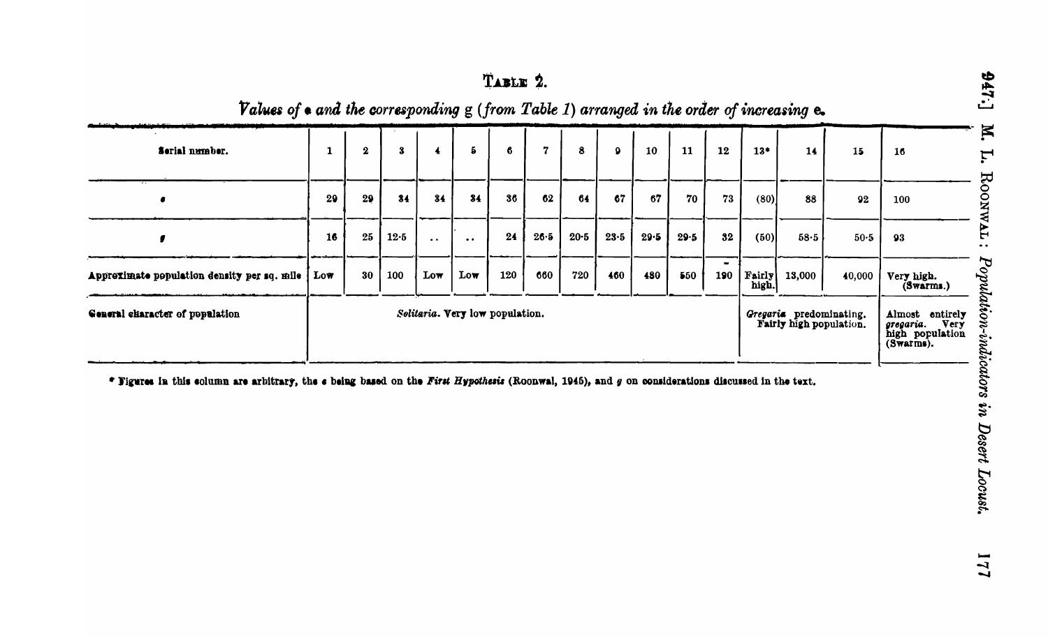TABLE 2.

*Values of e and the corresponding g (from Table 1) arranged in the order of increasing e.*

| Serial number. | 1 | 2 | 3 | 4 | 5 | 6 | 7 | 8 | 9 | 10 | 11 | 12 | 13* | 14 | 15 | 16 |
|---|---|---|---|---|---|---|---|---|---|---|---|---|---|---|---|---|
| *e* | 29 | 29 | 34 | 34 | 34 | 36 | 62 | 64 | 67 | 67 | 70 | 73 | (80) | 88 | 92 | 100 |
| *g* | 16 | 25 | 12·5 | .. | .. | 24 | 26·5 | 20·5 | 23·5 | 29·5 | 29·5 | 32 | (50) | 58·5 | 50·5 | 93 |
| Approximate population density per sq. mile | Low | 30 | 100 | Low | Low | 120 | 660 | 720 | 460 | 480 | 550 | 190 | Fairly high. | 13,000 | 40,000 | Very high. (Swarms.) |
| General character of population | *Solitaria*. Very low population. | | | | | | | | | | | | *Gregaria* predominating. Fairly high population. | | | Almost entirely *gregaria*. Very high population (Swarms). |

\* Figures in this column are arbitrary, the *e* being based on the *First Hypothesis* (Roonwal, 1945), and *g* on considerations discussed in the text.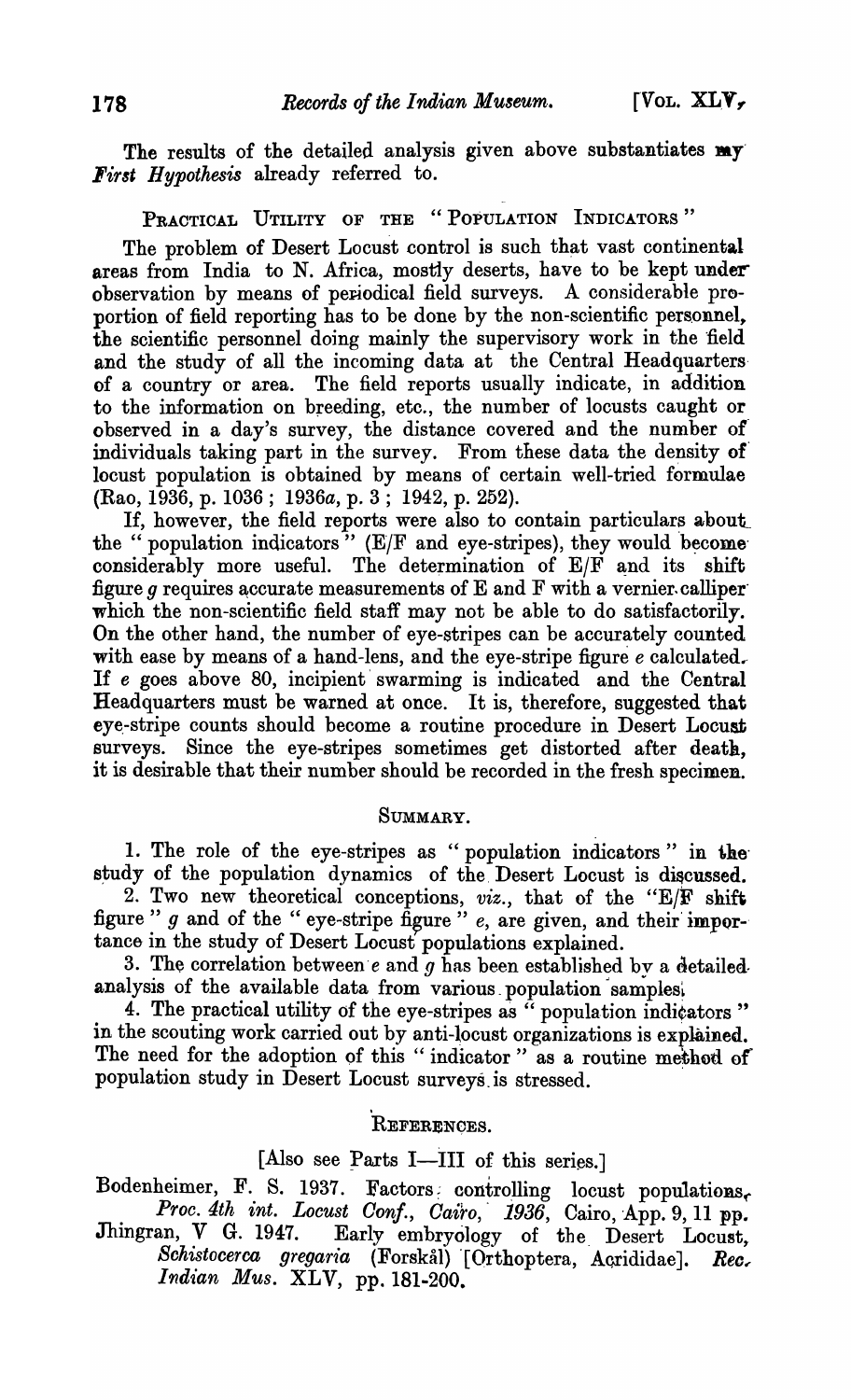The results of the detailed analysis given above substantiates my *First Hypothesis* already referred to.

## Practical Utility of the "Population Indicators"

The problem of Desert Locust control is such that vast continental areas from India to N. Africa, mostly deserts, have to be kept under observation by means of periodical field surveys. A considerable proportion of field reporting has to be done by the non-scientific personnel, the scientific personnel doing mainly the supervisory work in the field and the study of all the incoming data at the Central Headquarters of a country or area. The field reports usually indicate, in addition to the information on breeding, etc., the number of locusts caught or observed in a day's survey, the distance covered and the number of individuals taking part in the survey. From these data the density of locust population is obtained by means of certain well-tried formulae (Rao, 1936, p. 1036 ; 1936*a*, p. 3 ; 1942, p. 252).

If, however, the field reports were also to contain particulars about the "population indicators" (E/F and eye-stripes), they would become considerably more useful. The determination of E/F and its shift figure $g$ requires accurate measurements of E and F with a vernier calliper which the non-scientific field staff may not be able to do satisfactorily. On the other hand, the number of eye-stripes can be accurately counted with ease by means of a hand-lens, and the eye-stripe figure $e$ calculated. If $e$ goes above 80, incipient swarming is indicated and the Central Headquarters must be warned at once. It is, therefore, suggested that eye-stripe counts should become a routine procedure in Desert Locust surveys. Since the eye-stripes sometimes get distorted after death, it is desirable that their number should be recorded in the fresh specimen.

## Summary.

1. The role of the eye-stripes as "population indicators" in the study of the population dynamics of the Desert Locust is discussed.
2. Two new theoretical conceptions, *viz.*, that of the "E/F shift figure" $g$ and of the "eye-stripe figure" $e$, are given, and their importance in the study of Desert Locust populations explained.
3. The correlation between $e$ and $g$ has been established by a detailed analysis of the available data from various population samples.
4. The practical utility of the eye-stripes as "population indicators" in the scouting work carried out by anti-locust organizations is explained. The need for the adoption of this "indicator" as a routine method of population study in Desert Locust surveys is stressed.

## References.

[Also see Parts I—III of this series.]

Bodenheimer, F. S. 1937. Factors controlling locust populations. *Proc. 4th int. Locust Conf., Cairo, 1936*, Cairo, App. 9, 11 pp.

Jhingran, V G. 1947. Early embryology of the Desert Locust, *Schistocerca gregaria* (Forskål) [Orthoptera, Acrididae]. *Rec. Indian Mus.* XLV, pp. 181-200.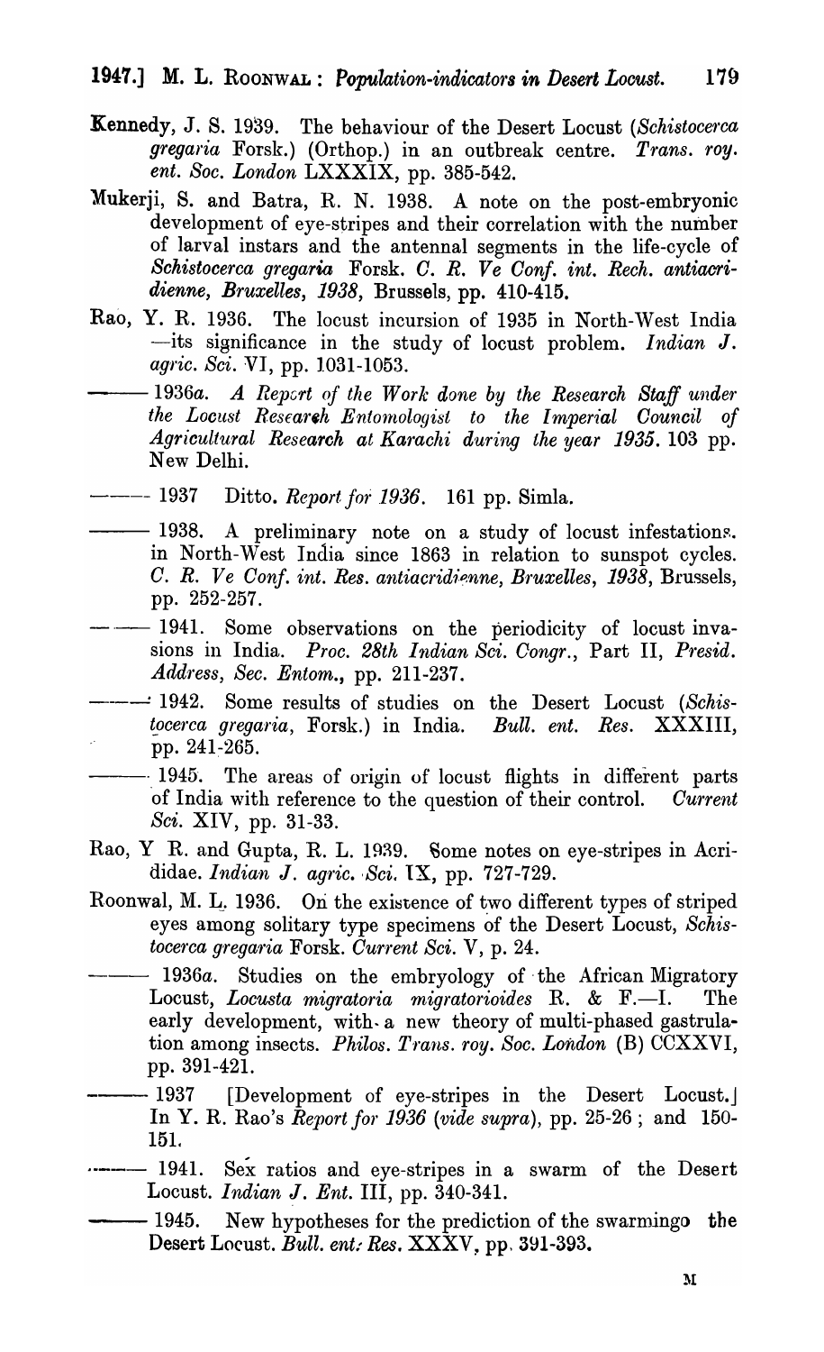Kennedy, J. S. 1939. The behaviour of the Desert Locust (*Schistocerca gregaria* Forsk.) (Orthop.) in an outbreak centre. *Trans. roy. ent. Soc. London* LXXXIX, pp. 385-542.

Mukerji, S. and Batra, R. N. 1938. A note on the post-embryonic development of eye-stripes and their correlation with the number of larval instars and the antennal segments in the life-cycle of *Schistocerca gregaria* Forsk. *C. R. Ve Conf. int. Rech. antiacridienne, Bruxelles, 1938*, Brussels, pp. 410-415.

Rao, Y. R. 1936. The locust incursion of 1935 in North-West India —its significance in the study of locust problem. *Indian J. agric. Sci.* VI, pp. 1031-1053.

——— 1936*a*. *A Report of the Work done by the Research Staff under the Locust Research Entomologist to the Imperial Council of Agricultural Research at Karachi during the year 1935.* 103 pp. New Delhi.

——— 1937 Ditto. *Report for 1936.* 161 pp. Simla.

——— 1938. A preliminary note on a study of locust infestations in North-West India since 1863 in relation to sunspot cycles. *C. R. Ve Conf. int. Res. antiacridienne, Bruxelles, 1938*, Brussels, pp. 252-257.

——— 1941. Some observations on the periodicity of locust invasions in India. *Proc. 28th Indian Sci. Congr.*, Part II, *Presid. Address, Sec. Entom.*, pp. 211-237.

——— 1942. Some results of studies on the Desert Locust (*Schistocerca gregaria*, Forsk.) in India. *Bull. ent. Res.* XXXIII, pp. 241-265.

——— 1945. The areas of origin of locust flights in different parts of India with reference to the question of their control. *Current Sci.* XIV, pp. 31-33.

Rao, Y R. and Gupta, R. L. 1939. Some notes on eye-stripes in Acrididae. *Indian J. agric. Sci.* IX, pp. 727-729.

Roonwal, M. L. 1936. On the existence of two different types of striped eyes among solitary type specimens of the Desert Locust, *Schistocerca gregaria* Forsk. *Current Sci.* V, p. 24.

——— 1936*a*. Studies on the embryology of the African Migratory Locust, *Locusta migratoria migratorioides* R. & F.—I. The early development, with a new theory of multi-phased gastrulation among insects. *Philos. Trans. roy. Soc. London* (B) CCXXVI, pp. 391-421.

——— 1937 [Development of eye-stripes in the Desert Locust.] In Y. R. Rao's *Report for 1936* (*vide supra*), pp. 25-26; and 150-151.

——— 1941. Sex ratios and eye-stripes in a swarm of the Desert Locust. *Indian J. Ent.* III, pp. 340-341.

——— 1945. New hypotheses for the prediction of the swarmingo the Desert Locust. *Bull. ent. Res.* XXXV, pp. 391-393.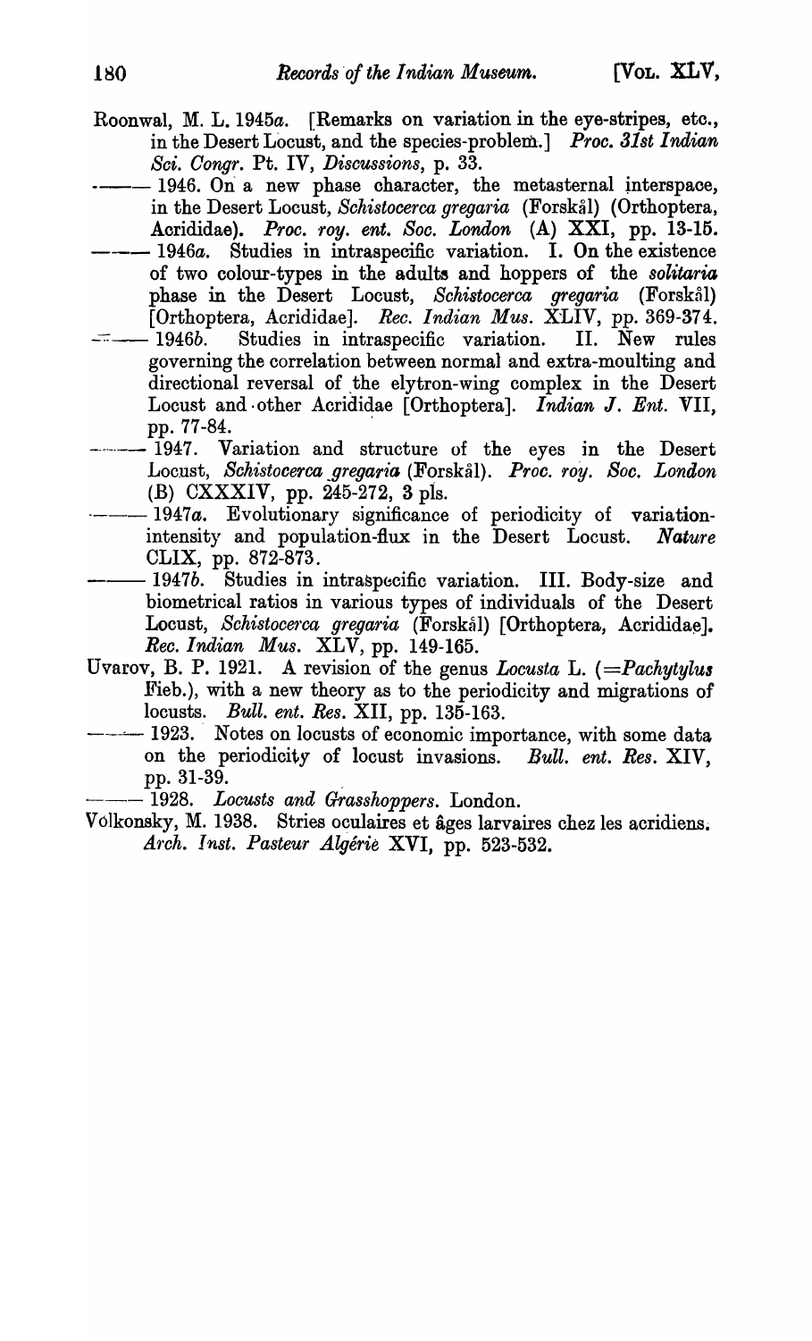Roonwal, M. L. 1945*a*. [Remarks on variation in the eye-stripes, etc., in the Desert Locust, and the species-problem.] *Proc. 31st Indian Sci. Congr.* Pt. IV, *Discussions*, p. 33.

——— 1946. On a new phase character, the metasternal interspace, in the Desert Locust, *Schistocerca gregaria* (Forskål) (Orthoptera, Acrididae). *Proc. roy. ent. Soc. London* (A) XXI, pp. 13-15.

——— 1946*a*. Studies in intraspecific variation. I. On the existence of two colour-types in the adults and hoppers of the *solitaria* phase in the Desert Locust, *Schistocerca gregaria* (Forskål) [Orthoptera, Acrididae]. *Rec. Indian Mus.* XLIV, pp. 369-374.

——— 1946*b*. Studies in intraspecific variation. II. New rules governing the correlation between normal and extra-moulting and directional reversal of the elytron-wing complex in the Desert Locust and other Acrididae [Orthoptera]. *Indian J. Ent.* VII, pp. 77-84.

——— 1947. Variation and structure of the eyes in the Desert Locust, *Schistocerca gregaria* (Forskål). *Proc. roy. Soc. London* (B) CXXXIV, pp. 245-272, 3 pls.

——— 1947*a*. Evolutionary significance of periodicity of variation-intensity and population-flux in the Desert Locust. *Nature* CLIX, pp. 872-873.

——— 1947*b*. Studies in intraspecific variation. III. Body-size and biometrical ratios in various types of individuals of the Desert Locust, *Schistocerca gregaria* (Forskål) [Orthoptera, Acrididae]. *Rec. Indian Mus.* XLV, pp. 149-165.

Uvarov, B. P. 1921. A revision of the genus *Locusta* L. (=*Pachytylus* Fieb.), with a new theory as to the periodicity and migrations of locusts. *Bull. ent. Res.* XII, pp. 135-163.

——— 1923. Notes on locusts of economic importance, with some data on the periodicity of locust invasions. *Bull. ent. Res.* XIV, pp. 31-39.

——— 1928. *Locusts and Grasshoppers*. London.

Volkonsky, M. 1938. Stries oculaires et âges larvaires chez les acridiens. *Arch. Inst. Pasteur Algérie* XVI, pp. 523-532.